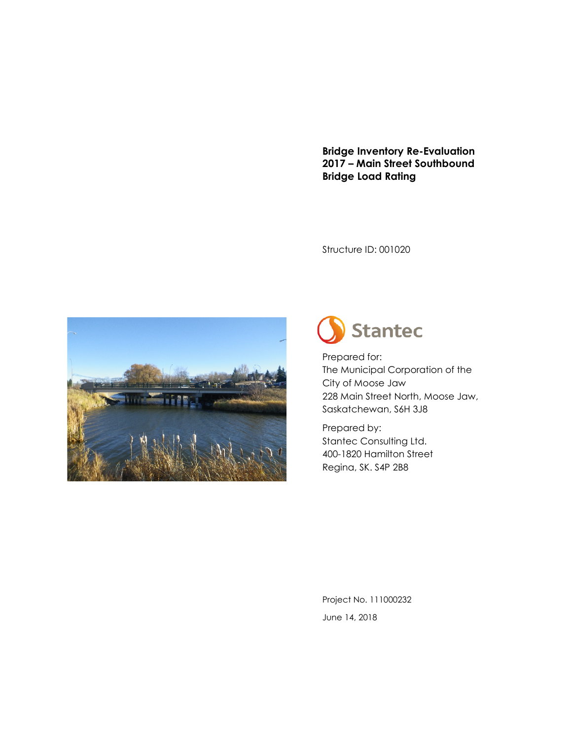# Bridge Inventory Re-Evaluation 2017 – Main Street Southbound Bridge Load Rating

Structure ID: 001020

Stantec

Prepared for:
The Municipal Corporation of the City of Moose Jaw
228 Main Street North, Moose Jaw, Saskatchewan, S6H 3J8

Prepared by:
Stantec Consulting Ltd.
400-1820 Hamilton Street
Regina, SK. S4P 2B8

Project No. 111000232

June 14, 2018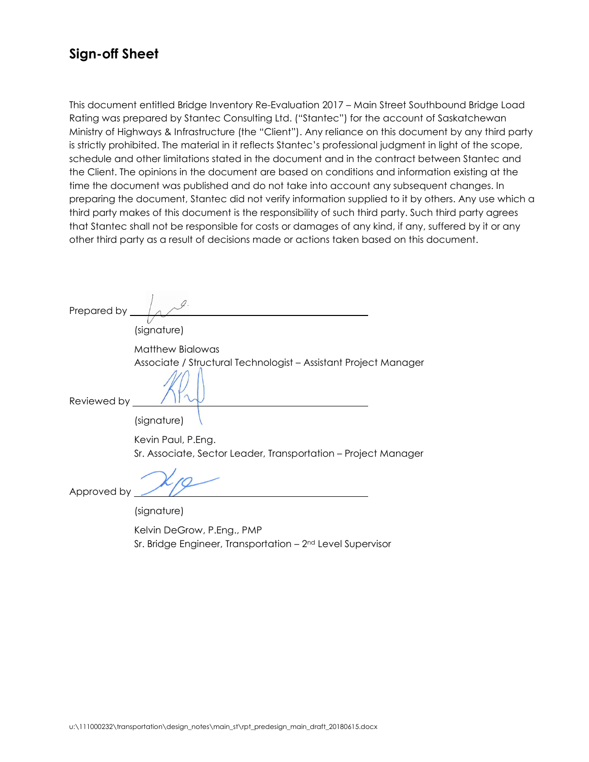## Sign-off Sheet

This document entitled Bridge Inventory Re-Evaluation 2017 – Main Street Southbound Bridge Load Rating was prepared by Stantec Consulting Ltd. ("Stantec") for the account of Saskatchewan Ministry of Highways & Infrastructure (the "Client"). Any reliance on this document by any third party is strictly prohibited. The material in it reflects Stantec's professional judgment in light of the scope, schedule and other limitations stated in the document and in the contract between Stantec and the Client. The opinions in the document are based on conditions and information existing at the time the document was published and do not take into account any subsequent changes. In preparing the document, Stantec did not verify information supplied to it by others. Any use which a third party makes of this document is the responsibility of such third party. Such third party agrees that Stantec shall not be responsible for costs or damages of any kind, if any, suffered by it or any other third party as a result of decisions made or actions taken based on this document.

Prepared by \_\_\_\_\_\_\_\_\_\_\_\_\_\_\_\_\_\_\_\_\_\_\_\_\_\_\_\_\_\_\_\_\_\_\_\_\_\_\_\_
(signature)

Matthew Bialowas
Associate / Structural Technologist – Assistant Project Manager

Reviewed by \_\_\_\_\_\_\_\_\_\_\_\_\_\_\_\_\_\_\_\_\_\_\_\_\_\_\_\_\_\_\_\_\_\_\_\_\_\_\_\_
(signature)

Kevin Paul, P.Eng.
Sr. Associate, Sector Leader, Transportation – Project Manager

Approved by \_\_\_\_\_\_\_\_\_\_\_\_\_\_\_\_\_\_\_\_\_\_\_\_\_\_\_\_\_\_\_\_\_\_\_\_\_\_\_\_
(signature)

Kelvin DeGrow, P.Eng., PMP
Sr. Bridge Engineer, Transportation – 2nd Level Supervisor

u:\111000232\transportation\design_notes\main_st\rpt_predesign_main_draft_20180615.docx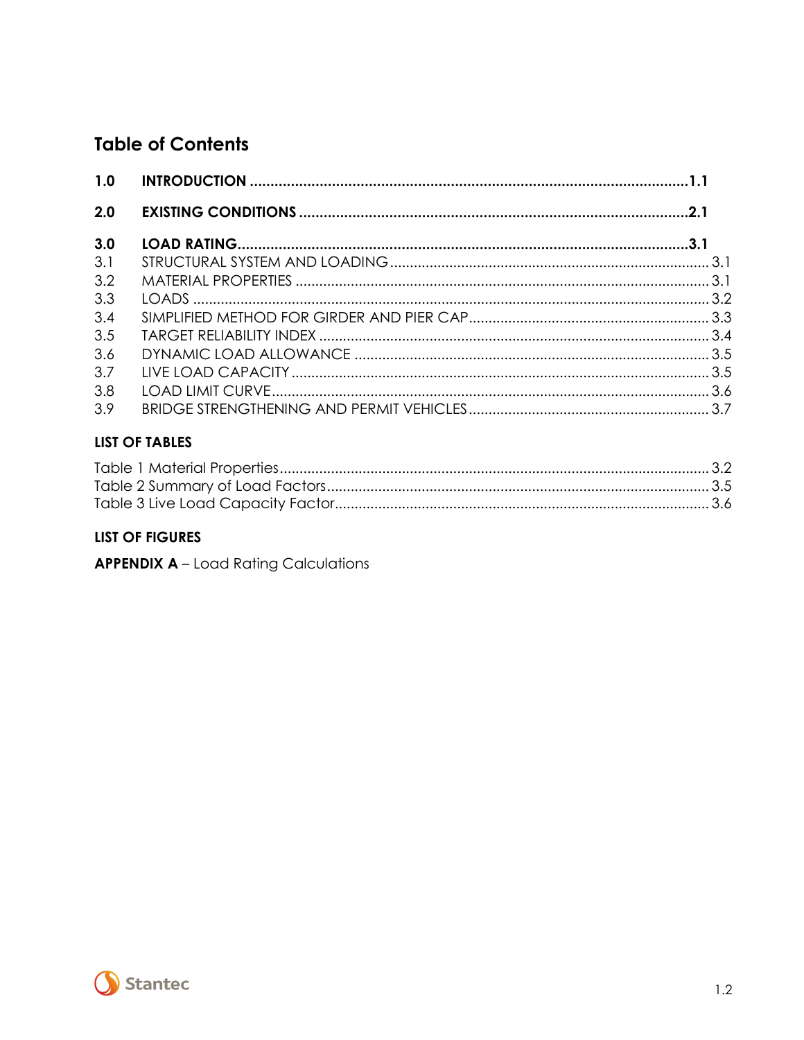## Table of Contents

**1.0 INTRODUCTION ........................................................ 1.1**

**2.0 EXISTING CONDITIONS ........................................................ 2.1**

**3.0 LOAD RATING ........................................................ 3.1**

3.1 STRUCTURAL SYSTEM AND LOADING ........................................................ 3.1
3.2 MATERIAL PROPERTIES ........................................................ 3.1
3.3 LOADS ........................................................ 3.2
3.4 SIMPLIFIED METHOD FOR GIRDER AND PIER CAP ........................................................ 3.3
3.5 TARGET RELIABILITY INDEX ........................................................ 3.4
3.6 DYNAMIC LOAD ALLOWANCE ........................................................ 3.5
3.7 LIVE LOAD CAPACITY ........................................................ 3.5
3.8 LOAD LIMIT CURVE ........................................................ 3.6
3.9 BRIDGE STRENGTHENING AND PERMIT VEHICLES ........................................................ 3.7

**LIST OF TABLES**

Table 1 Material Properties ........................................................ 3.2
Table 2 Summary of Load Factors ........................................................ 3.5
Table 3 Live Load Capacity Factor ........................................................ 3.6

**LIST OF FIGURES**

**APPENDIX A** – Load Rating Calculations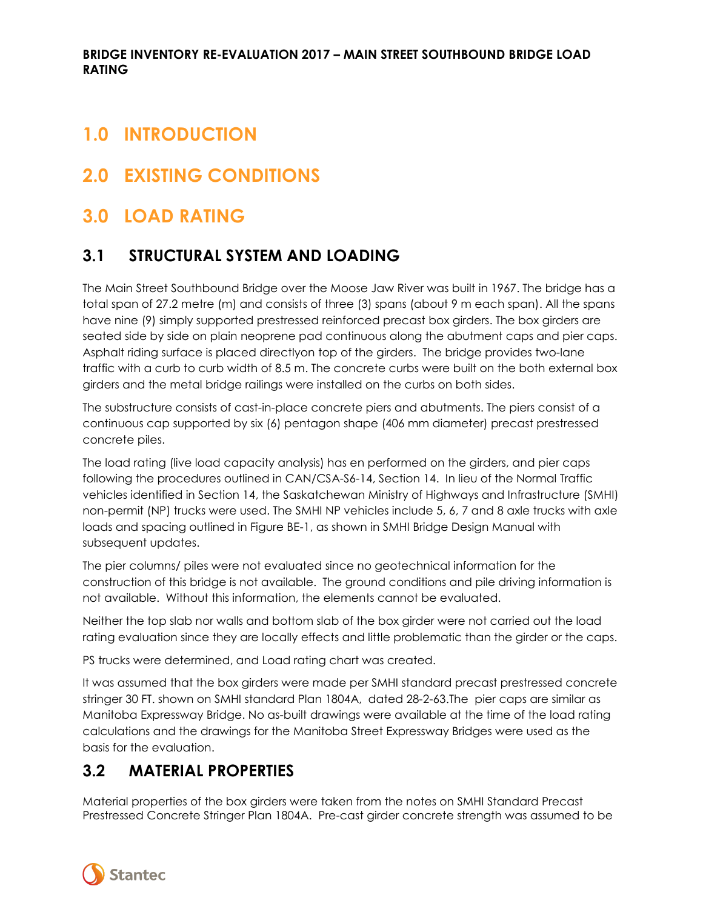# 1.0 INTRODUCTION

# 2.0 EXISTING CONDITIONS

# 3.0 LOAD RATING

## 3.1 STRUCTURAL SYSTEM AND LOADING

The Main Street Southbound Bridge over the Moose Jaw River was built in 1967. The bridge has a total span of 27.2 metre (m) and consists of three (3) spans (about 9 m each span). All the spans have nine (9) simply supported prestressed reinforced precast box girders. The box girders are seated side by side on plain neoprene pad continuous along the abutment caps and pier caps. Asphalt riding surface is placed directlyon top of the girders. The bridge provides two-lane traffic with a curb to curb width of 8.5 m. The concrete curbs were built on the both external box girders and the metal bridge railings were installed on the curbs on both sides.

The substructure consists of cast-in-place concrete piers and abutments. The piers consist of a continuous cap supported by six (6) pentagon shape (406 mm diameter) precast prestressed concrete piles.

The load rating (live load capacity analysis) has en performed on the girders, and pier caps following the procedures outlined in CAN/CSA-S6-14, Section 14. In lieu of the Normal Traffic vehicles identified in Section 14, the Saskatchewan Ministry of Highways and Infrastructure (SMHI) non-permit (NP) trucks were used. The SMHI NP vehicles include 5, 6, 7 and 8 axle trucks with axle loads and spacing outlined in Figure BE-1, as shown in SMHI Bridge Design Manual with subsequent updates.

The pier columns/ piles were not evaluated since no geotechnical information for the construction of this bridge is not available. The ground conditions and pile driving information is not available. Without this information, the elements cannot be evaluated.

Neither the top slab nor walls and bottom slab of the box girder were not carried out the load rating evaluation since they are locally effects and little problematic than the girder or the caps.

PS trucks were determined, and Load rating chart was created.

It was assumed that the box girders were made per SMHI standard precast prestressed concrete stringer 30 FT. shown on SMHI standard Plan 1804A, dated 28-2-63.The pier caps are similar as Manitoba Expressway Bridge. No as-built drawings were available at the time of the load rating calculations and the drawings for the Manitoba Street Expressway Bridges were used as the basis for the evaluation.

## 3.2 MATERIAL PROPERTIES

Material properties of the box girders were taken from the notes on SMHI Standard Precast Prestressed Concrete Stringer Plan 1804A. Pre-cast girder concrete strength was assumed to be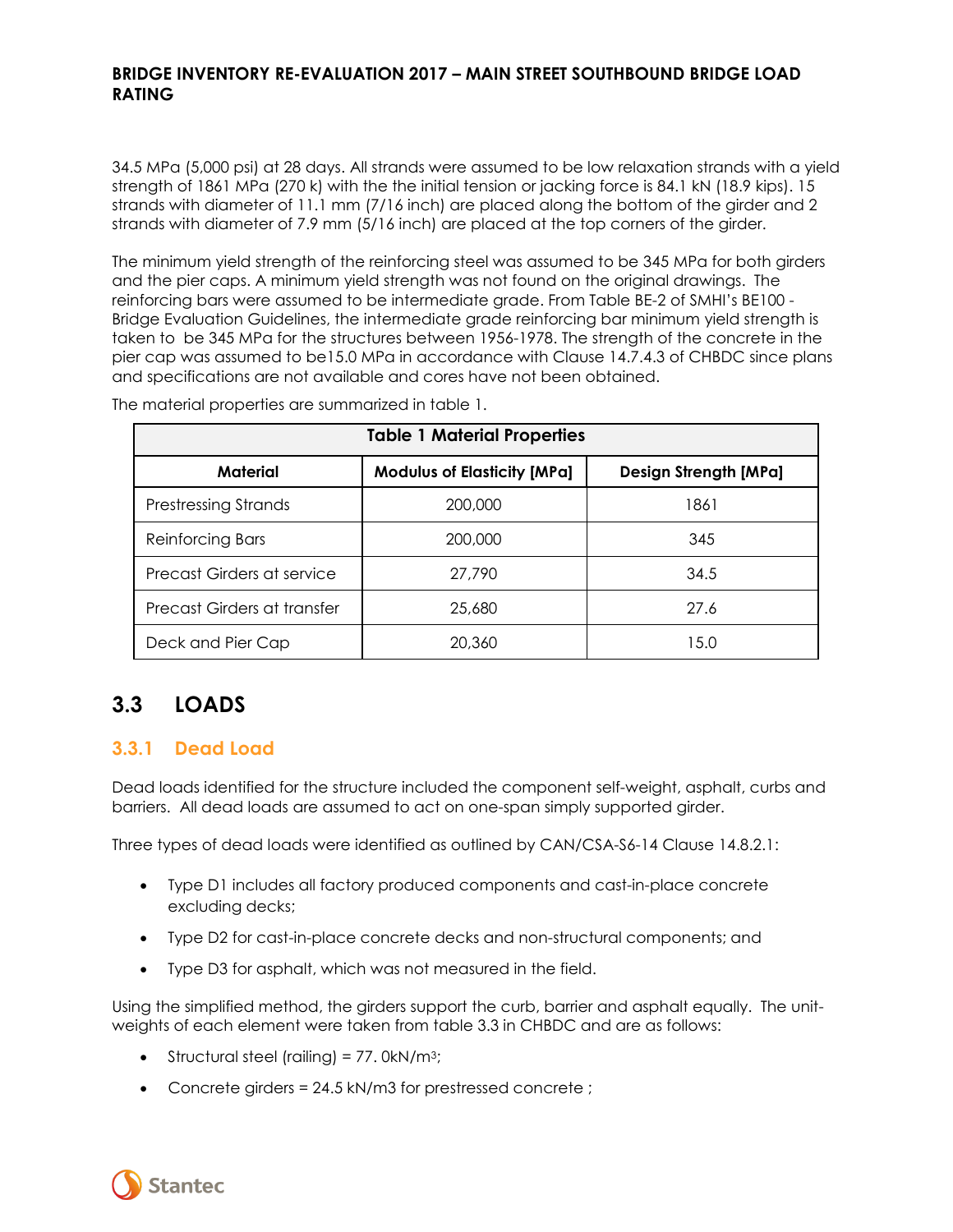34.5 MPa (5,000 psi) at 28 days. All strands were assumed to be low relaxation strands with a yield strength of 1861 MPa (270 k) with the the initial tension or jacking force is 84.1 kN (18.9 kips). 15 strands with diameter of 11.1 mm (7/16 inch) are placed along the bottom of the girder and 2 strands with diameter of 7.9 mm (5/16 inch) are placed at the top corners of the girder.

The minimum yield strength of the reinforcing steel was assumed to be 345 MPa for both girders and the pier caps. A minimum yield strength was not found on the original drawings. The reinforcing bars were assumed to be intermediate grade. From Table BE-2 of SMHI's BE100 - Bridge Evaluation Guidelines, the intermediate grade reinforcing bar minimum yield strength is taken to be 345 MPa for the structures between 1956-1978. The strength of the concrete in the pier cap was assumed to be15.0 MPa in accordance with Clause 14.7.4.3 of CHBDC since plans and specifications are not available and cores have not been obtained.

The material properties are summarized in table 1.

**Table 1 Material Properties**

| Material | Modulus of Elasticity [MPa] | Design Strength [MPa] |
|---|---|---|
| Prestressing Strands | 200,000 | 1861 |
| Reinforcing Bars | 200,000 | 345 |
| Precast Girders at service | 27,790 | 34.5 |
| Precast Girders at transfer | 25,680 | 27.6 |
| Deck and Pier Cap | 20,360 | 15.0 |

## 3.3 LOADS

### 3.3.1 Dead Load

Dead loads identified for the structure included the component self-weight, asphalt, curbs and barriers. All dead loads are assumed to act on one-span simply supported girder.

Three types of dead loads were identified as outlined by CAN/CSA-S6-14 Clause 14.8.2.1:

- Type D1 includes all factory produced components and cast-in-place concrete excluding decks;
- Type D2 for cast-in-place concrete decks and non-structural components; and
- Type D3 for asphalt, which was not measured in the field.

Using the simplified method, the girders support the curb, barrier and asphalt equally. The unit-weights of each element were taken from table 3.3 in CHBDC and are as follows:

- Structural steel (railing) = 77. 0kN/m$^3$;
- Concrete girders = 24.5 kN/m3 for prestressed concrete ;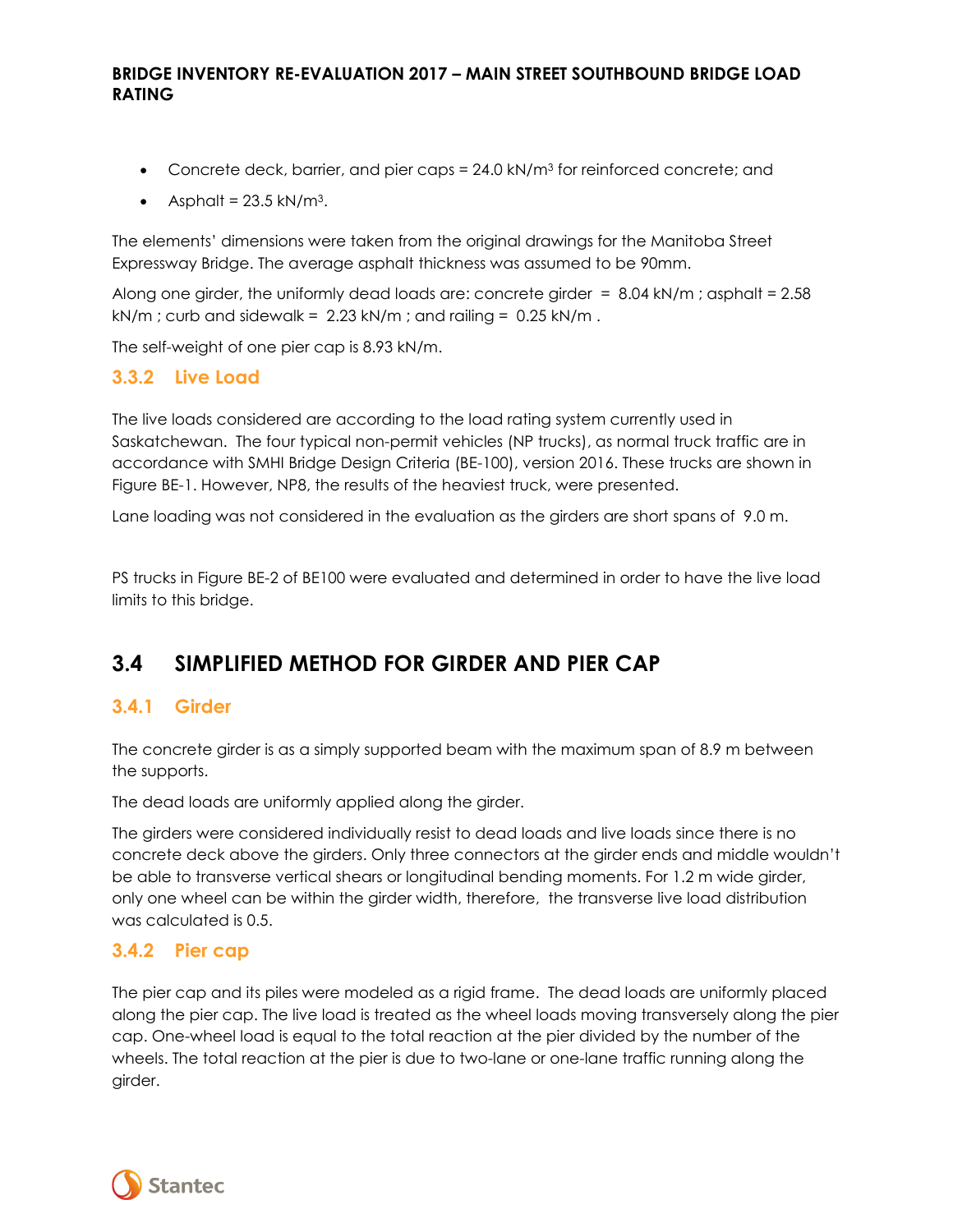- Concrete deck, barrier, and pier caps = 24.0 kN/m$^3$ for reinforced concrete; and
- Asphalt = 23.5 kN/m$^3$.

The elements' dimensions were taken from the original drawings for the Manitoba Street Expressway Bridge. The average asphalt thickness was assumed to be 90mm.

Along one girder, the uniformly dead loads are: concrete girder = 8.04 kN/m ; asphalt = 2.58 kN/m ; curb and sidewalk = 2.23 kN/m ; and railing = 0.25 kN/m .

The self-weight of one pier cap is 8.93 kN/m.

### 3.3.2 Live Load

The live loads considered are according to the load rating system currently used in Saskatchewan. The four typical non-permit vehicles (NP trucks), as normal truck traffic are in accordance with SMHI Bridge Design Criteria (BE-100), version 2016. These trucks are shown in Figure BE-1. However, NP8, the results of the heaviest truck, were presented.

Lane loading was not considered in the evaluation as the girders are short spans of 9.0 m.

PS trucks in Figure BE-2 of BE100 were evaluated and determined in order to have the live load limits to this bridge.

## 3.4 SIMPLIFIED METHOD FOR GIRDER AND PIER CAP

### 3.4.1 Girder

The concrete girder is as a simply supported beam with the maximum span of 8.9 m between the supports.

The dead loads are uniformly applied along the girder.

The girders were considered individually resist to dead loads and live loads since there is no concrete deck above the girders. Only three connectors at the girder ends and middle wouldn't be able to transverse vertical shears or longitudinal bending moments. For 1.2 m wide girder, only one wheel can be within the girder width, therefore, the transverse live load distribution was calculated is 0.5.

### 3.4.2 Pier cap

The pier cap and its piles were modeled as a rigid frame. The dead loads are uniformly placed along the pier cap. The live load is treated as the wheel loads moving transversely along the pier cap. One-wheel load is equal to the total reaction at the pier divided by the number of the wheels. The total reaction at the pier is due to two-lane or one-lane traffic running along the girder.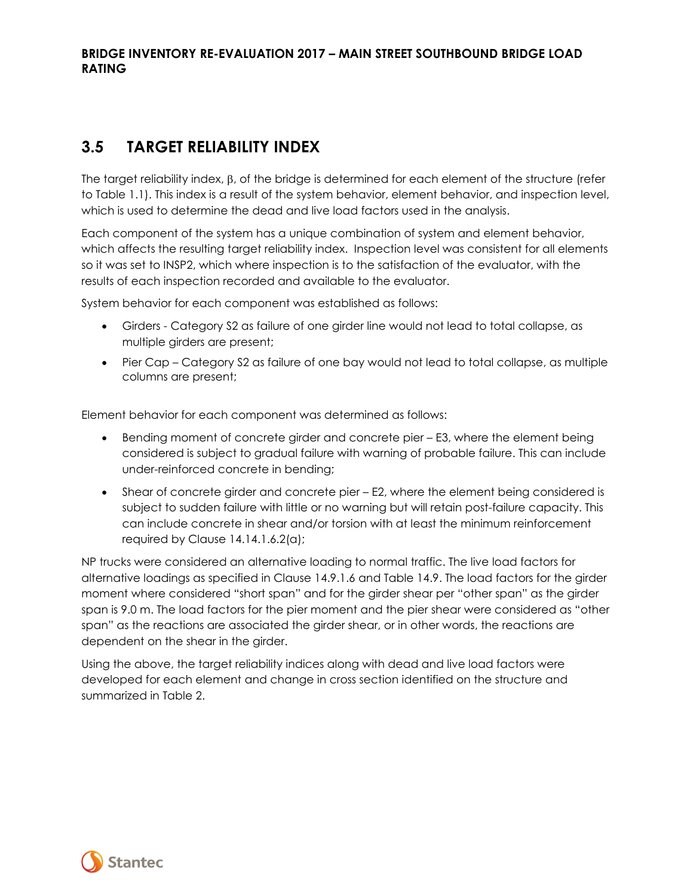## 3.5 TARGET RELIABILITY INDEX

The target reliability index, β, of the bridge is determined for each element of the structure (refer to Table 1.1). This index is a result of the system behavior, element behavior, and inspection level, which is used to determine the dead and live load factors used in the analysis.

Each component of the system has a unique combination of system and element behavior, which affects the resulting target reliability index. Inspection level was consistent for all elements so it was set to INSP2, which where inspection is to the satisfaction of the evaluator, with the results of each inspection recorded and available to the evaluator.

System behavior for each component was established as follows:

- Girders - Category S2 as failure of one girder line would not lead to total collapse, as multiple girders are present;
- Pier Cap – Category S2 as failure of one bay would not lead to total collapse, as multiple columns are present;

Element behavior for each component was determined as follows:

- Bending moment of concrete girder and concrete pier – E3, where the element being considered is subject to gradual failure with warning of probable failure. This can include under-reinforced concrete in bending;
- Shear of concrete girder and concrete pier – E2, where the element being considered is subject to sudden failure with little or no warning but will retain post-failure capacity. This can include concrete in shear and/or torsion with at least the minimum reinforcement required by Clause 14.14.1.6.2(a);

NP trucks were considered an alternative loading to normal traffic. The live load factors for alternative loadings as specified in Clause 14.9.1.6 and Table 14.9. The load factors for the girder moment where considered "short span" and for the girder shear per "other span" as the girder span is 9.0 m. The load factors for the pier moment and the pier shear were considered as "other span" as the reactions are associated the girder shear, or in other words, the reactions are dependent on the shear in the girder.

Using the above, the target reliability indices along with dead and live load factors were developed for each element and change in cross section identified on the structure and summarized in Table 2.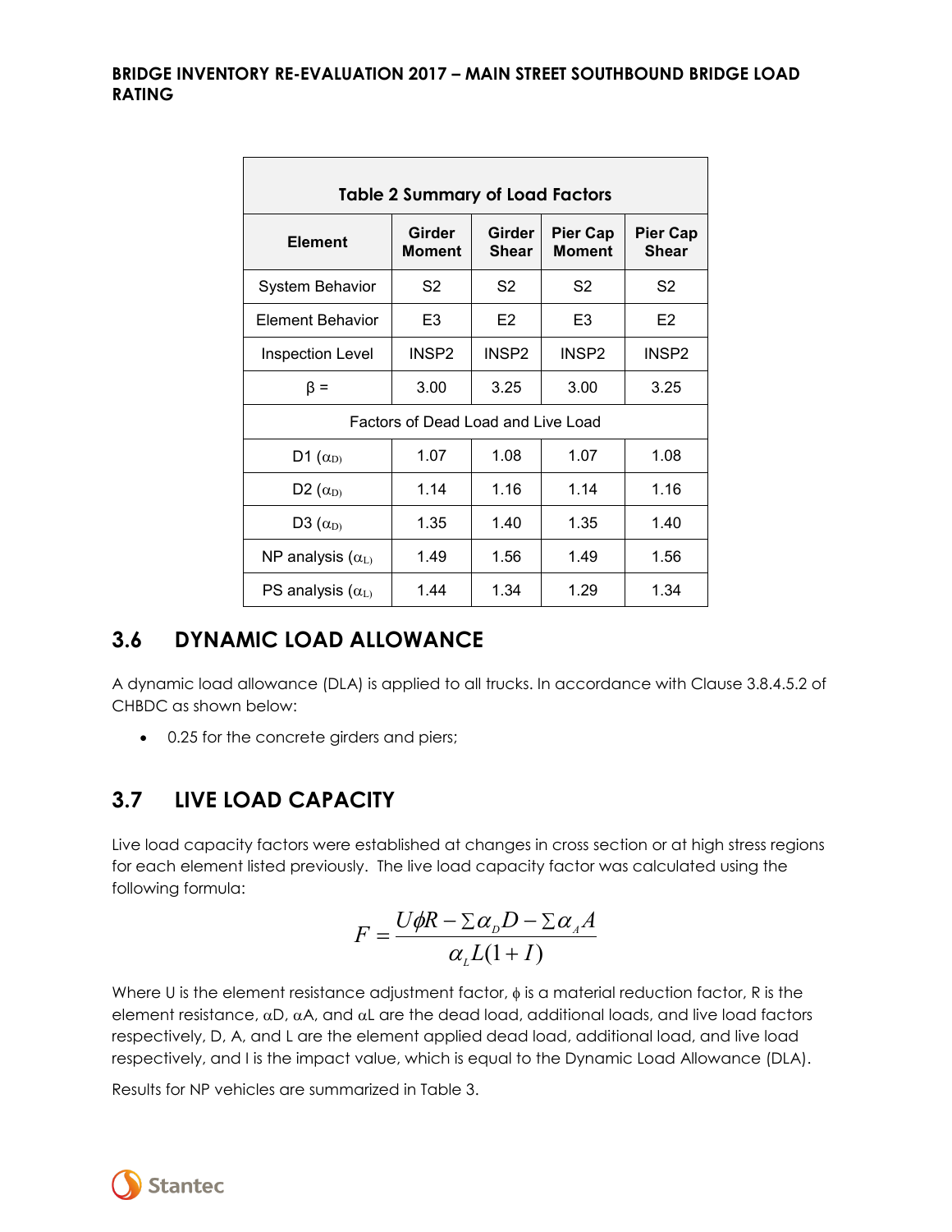| Table 2 Summary of Load Factors | | | | |
|---|---|---|---|---|
| **Element** | **Girder Moment** | **Girder Shear** | **Pier Cap Moment** | **Pier Cap Shear** |
| System Behavior | S2 | S2 | S2 | S2 |
| Element Behavior | E3 | E2 | E3 | E2 |
| Inspection Level | INSP2 | INSP2 | INSP2 | INSP2 |
| β = | 3.00 | 3.25 | 3.00 | 3.25 |
| Factors of Dead Load and Live Load | | | | |
| D1 ($\alpha_D$) | 1.07 | 1.08 | 1.07 | 1.08 |
| D2 ($\alpha_D$) | 1.14 | 1.16 | 1.14 | 1.16 |
| D3 ($\alpha_D$) | 1.35 | 1.40 | 1.35 | 1.40 |
| NP analysis ($\alpha_L$) | 1.49 | 1.56 | 1.49 | 1.56 |
| PS analysis ($\alpha_L$) | 1.44 | 1.34 | 1.29 | 1.34 |

## 3.6 DYNAMIC LOAD ALLOWANCE

A dynamic load allowance (DLA) is applied to all trucks. In accordance with Clause 3.8.4.5.2 of CHBDC as shown below:

- 0.25 for the concrete girders and piers;

## 3.7 LIVE LOAD CAPACITY

Live load capacity factors were established at changes in cross section or at high stress regions for each element listed previously. The live load capacity factor was calculated using the following formula:

$$F = \frac{U\phi R - \Sigma\alpha_D D - \Sigma\alpha_A A}{\alpha_L L(1+I)}$$

Where U is the element resistance adjustment factor, $\phi$ is a material reduction factor, R is the element resistance, $\alpha D$, $\alpha A$, and $\alpha L$ are the dead load, additional loads, and live load factors respectively, D, A, and L are the element applied dead load, additional load, and live load respectively, and I is the impact value, which is equal to the Dynamic Load Allowance (DLA).

Results for NP vehicles are summarized in Table 3.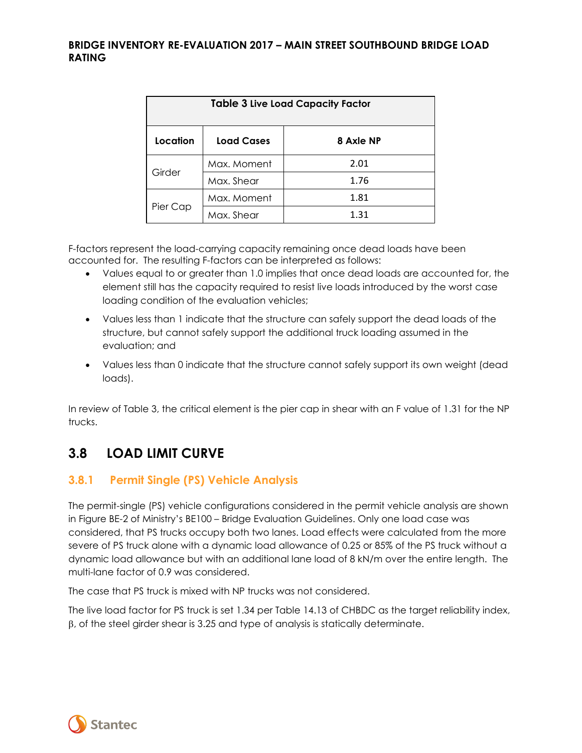**Table 3 Live Load Capacity Factor**

| Location | Load Cases | 8 Axle NP |
|---|---|---|
| Girder | Max. Moment | 2.01 |
| | Max. Shear | 1.76 |
| Pier Cap | Max. Moment | 1.81 |
| | Max. Shear | 1.31 |

F-factors represent the load-carrying capacity remaining once dead loads have been accounted for. The resulting F-factors can be interpreted as follows:

- Values equal to or greater than 1.0 implies that once dead loads are accounted for, the element still has the capacity required to resist live loads introduced by the worst case loading condition of the evaluation vehicles;
- Values less than 1 indicate that the structure can safely support the dead loads of the structure, but cannot safely support the additional truck loading assumed in the evaluation; and
- Values less than 0 indicate that the structure cannot safely support its own weight (dead loads).

In review of Table 3, the critical element is the pier cap in shear with an F value of 1.31 for the NP trucks.

## 3.8 LOAD LIMIT CURVE

### 3.8.1 Permit Single (PS) Vehicle Analysis

The permit-single (PS) vehicle configurations considered in the permit vehicle analysis are shown in Figure BE-2 of Ministry's BE100 – Bridge Evaluation Guidelines. Only one load case was considered, that PS trucks occupy both two lanes. Load effects were calculated from the more severe of PS truck alone with a dynamic load allowance of 0.25 or 85% of the PS truck without a dynamic load allowance but with an additional lane load of 8 kN/m over the entire length. The multi-lane factor of 0.9 was considered.

The case that PS truck is mixed with NP trucks was not considered.

The live load factor for PS truck is set 1.34 per Table 14.13 of CHBDC as the target reliability index, $\beta$, of the steel girder shear is 3.25 and type of analysis is statically determinate.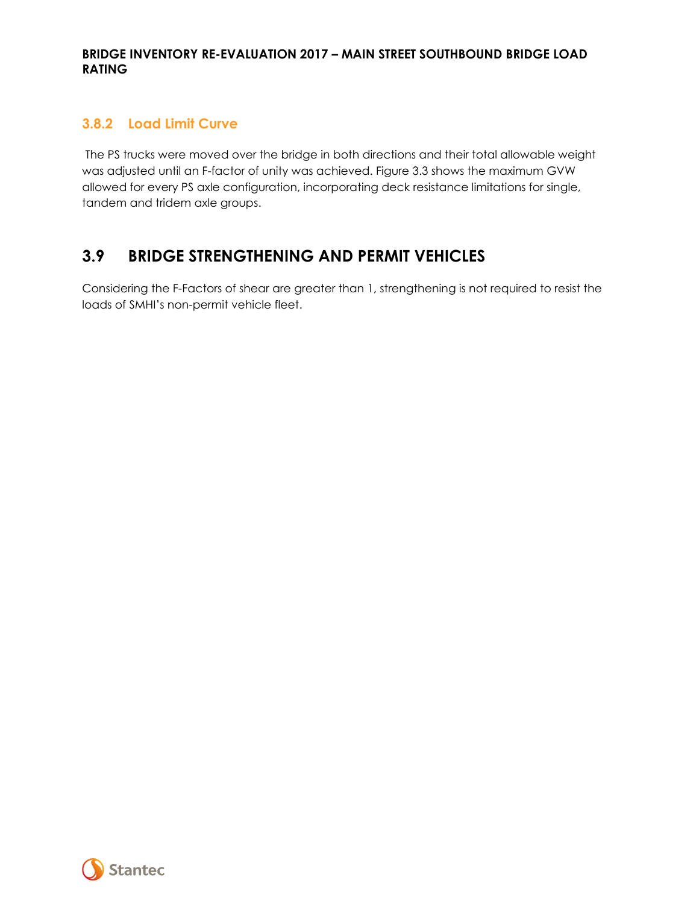### 3.8.2 Load Limit Curve

The PS trucks were moved over the bridge in both directions and their total allowable weight was adjusted until an F-factor of unity was achieved. Figure 3.3 shows the maximum GVW allowed for every PS axle configuration, incorporating deck resistance limitations for single, tandem and tridem axle groups.

## 3.9 BRIDGE STRENGTHENING AND PERMIT VEHICLES

Considering the F-Factors of shear are greater than 1, strengthening is not required to resist the loads of SMHI's non-permit vehicle fleet.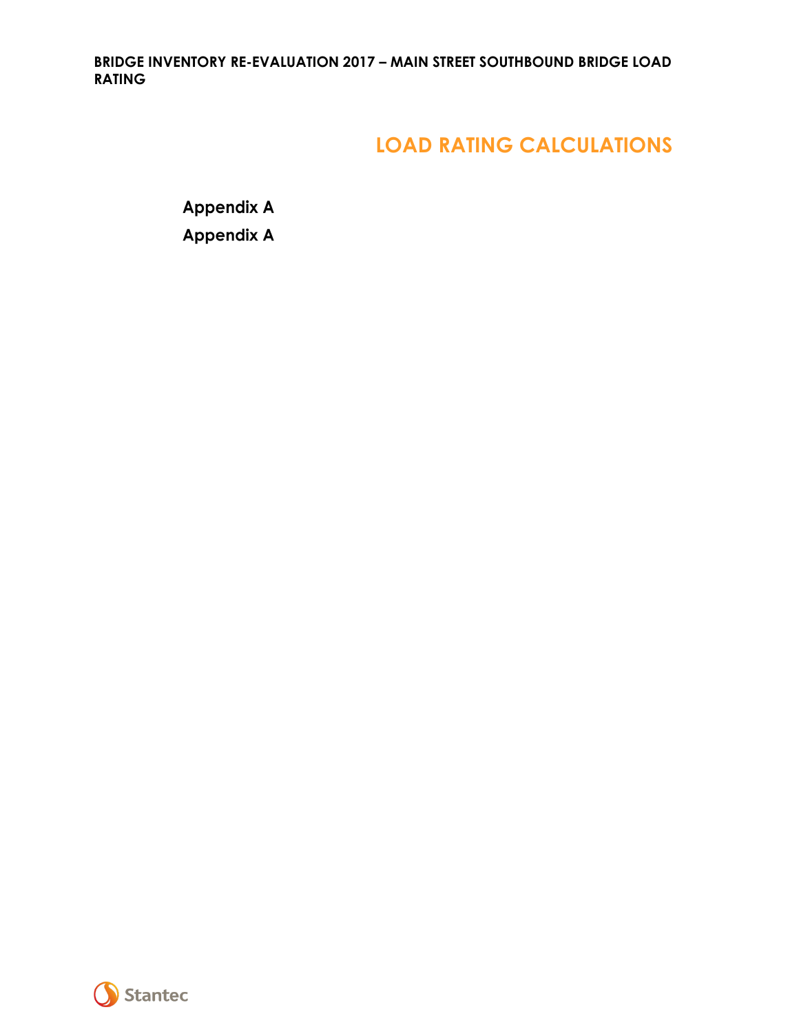# LOAD RATING CALCULATIONS

**Appendix A**

**Appendix A**